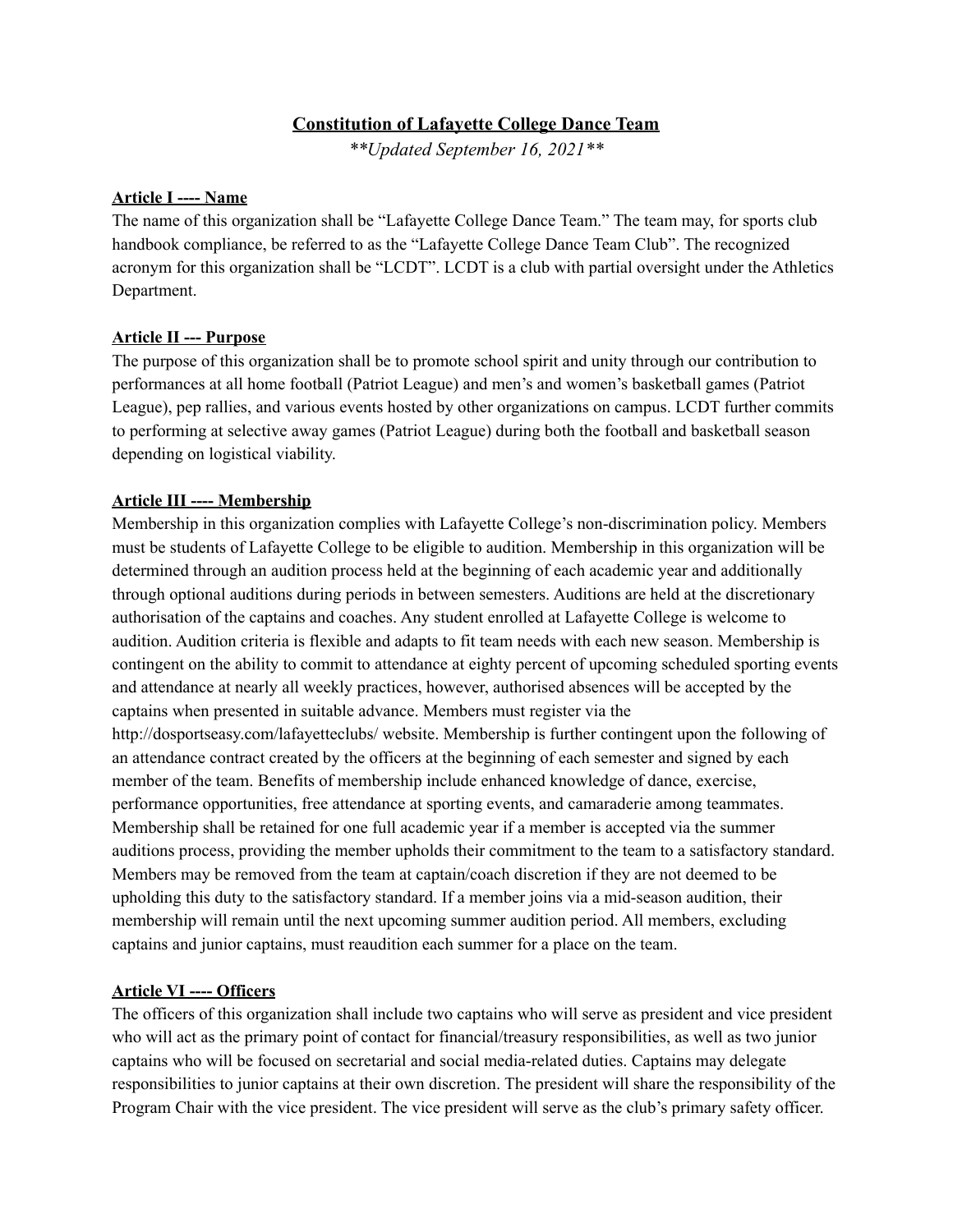# Constitution of Lafayette College Dance Team

***Updated September 16, 2021***

## Article I ---- Name

The name of this organization shall be "Lafayette College Dance Team." The team may, for sports club handbook compliance, be referred to as the "Lafayette College Dance Team Club". The recognized acronym for this organization shall be "LCDT". LCDT is a club with partial oversight under the Athletics Department.

## Article II --- Purpose

The purpose of this organization shall be to promote school spirit and unity through our contribution to performances at all home football (Patriot League) and men's and women's basketball games (Patriot League), pep rallies, and various events hosted by other organizations on campus. LCDT further commits to performing at selective away games (Patriot League) during both the football and basketball season depending on logistical viability.

## Article III ---- Membership

Membership in this organization complies with Lafayette College's non-discrimination policy. Members must be students of Lafayette College to be eligible to audition. Membership in this organization will be determined through an audition process held at the beginning of each academic year and additionally through optional auditions during periods in between semesters. Auditions are held at the discretionary authorisation of the captains and coaches. Any student enrolled at Lafayette College is welcome to audition. Audition criteria is flexible and adapts to fit team needs with each new season. Membership is contingent on the ability to commit to attendance at eighty percent of upcoming scheduled sporting events and attendance at nearly all weekly practices, however, authorised absences will be accepted by the captains when presented in suitable advance. Members must register via the http://dosportseasy.com/lafayetteclubs/ website. Membership is further contingent upon the following of an attendance contract created by the officers at the beginning of each semester and signed by each member of the team. Benefits of membership include enhanced knowledge of dance, exercise, performance opportunities, free attendance at sporting events, and camaraderie among teammates. Membership shall be retained for one full academic year if a member is accepted via the summer auditions process, providing the member upholds their commitment to the team to a satisfactory standard. Members may be removed from the team at captain/coach discretion if they are not deemed to be upholding this duty to the satisfactory standard. If a member joins via a mid-season audition, their membership will remain until the next upcoming summer audition period. All members, excluding captains and junior captains, must reaudition each summer for a place on the team.

## Article VI ---- Officers

The officers of this organization shall include two captains who will serve as president and vice president who will act as the primary point of contact for financial/treasury responsibilities, as well as two junior captains who will be focused on secretarial and social media-related duties. Captains may delegate responsibilities to junior captains at their own discretion. The president will share the responsibility of the Program Chair with the vice president. The vice president will serve as the club's primary safety officer.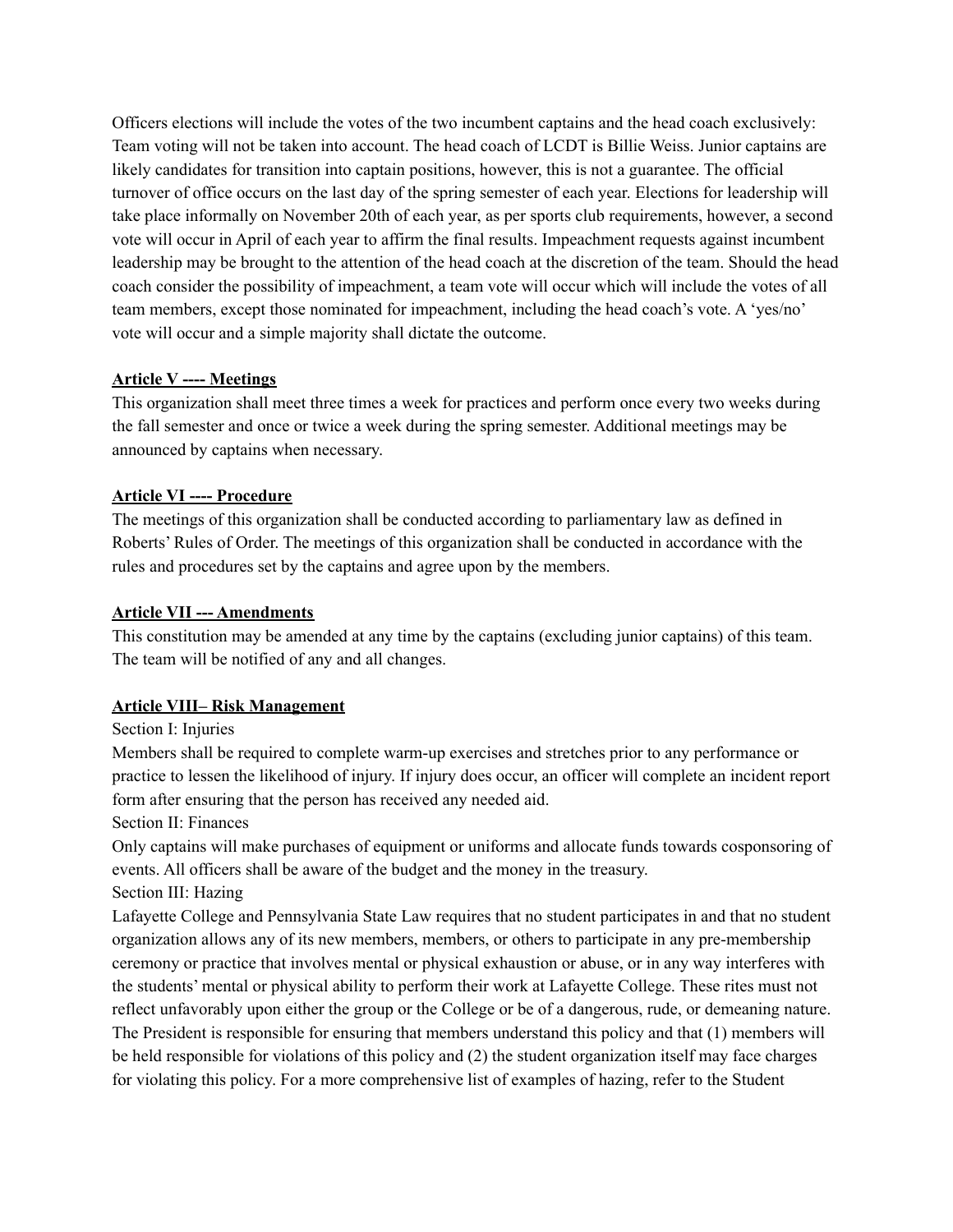Officers elections will include the votes of the two incumbent captains and the head coach exclusively: Team voting will not be taken into account. The head coach of LCDT is Billie Weiss. Junior captains are likely candidates for transition into captain positions, however, this is not a guarantee. The official turnover of office occurs on the last day of the spring semester of each year. Elections for leadership will take place informally on November 20th of each year, as per sports club requirements, however, a second vote will occur in April of each year to affirm the final results. Impeachment requests against incumbent leadership may be brought to the attention of the head coach at the discretion of the team. Should the head coach consider the possibility of impeachment, a team vote will occur which will include the votes of all team members, except those nominated for impeachment, including the head coach's vote. A 'yes/no' vote will occur and a simple majority shall dictate the outcome.

**Article V ---- Meetings**

This organization shall meet three times a week for practices and perform once every two weeks during the fall semester and once or twice a week during the spring semester. Additional meetings may be announced by captains when necessary.

**Article VI ---- Procedure**

The meetings of this organization shall be conducted according to parliamentary law as defined in Roberts' Rules of Order. The meetings of this organization shall be conducted in accordance with the rules and procedures set by the captains and agree upon by the members.

**Article VII --- Amendments**

This constitution may be amended at any time by the captains (excluding junior captains) of this team. The team will be notified of any and all changes.

**Article VIII– Risk Management**

Section I: Injuries

Members shall be required to complete warm-up exercises and stretches prior to any performance or practice to lessen the likelihood of injury. If injury does occur, an officer will complete an incident report form after ensuring that the person has received any needed aid.

Section II: Finances

Only captains will make purchases of equipment or uniforms and allocate funds towards cosponsoring of events. All officers shall be aware of the budget and the money in the treasury.

Section III: Hazing

Lafayette College and Pennsylvania State Law requires that no student participates in and that no student organization allows any of its new members, members, or others to participate in any pre-membership ceremony or practice that involves mental or physical exhaustion or abuse, or in any way interferes with the students' mental or physical ability to perform their work at Lafayette College. These rites must not reflect unfavorably upon either the group or the College or be of a dangerous, rude, or demeaning nature. The President is responsible for ensuring that members understand this policy and that (1) members will be held responsible for violations of this policy and (2) the student organization itself may face charges for violating this policy. For a more comprehensive list of examples of hazing, refer to the Student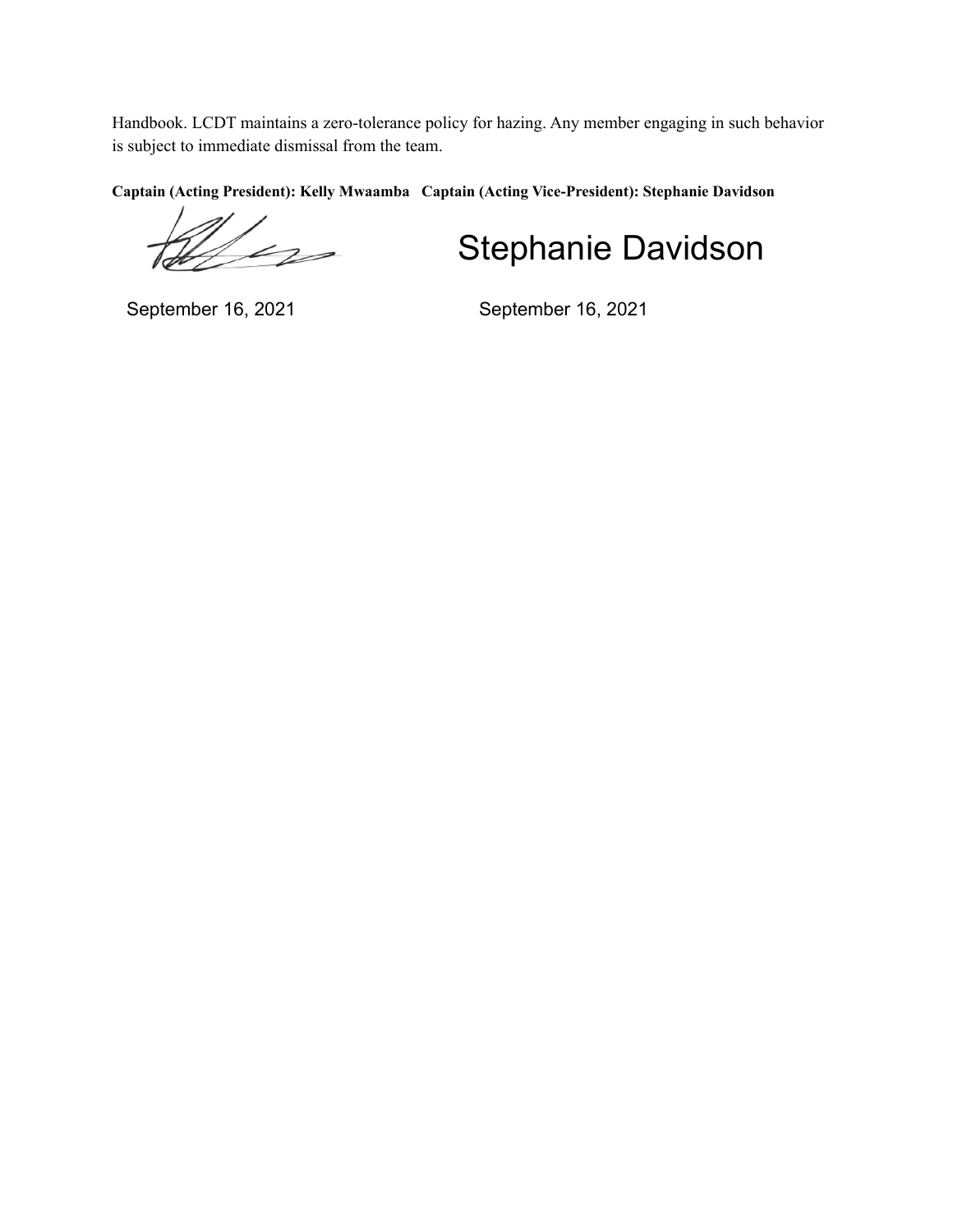Handbook. LCDT maintains a zero-tolerance policy for hazing. Any member engaging in such behavior is subject to immediate dismissal from the team.

**Captain (Acting President): Kelly Mwaamba** **Captain (Acting Vice-President): Stephanie Davidson**

Stephanie Davidson

September 16, 2021

September 16, 2021